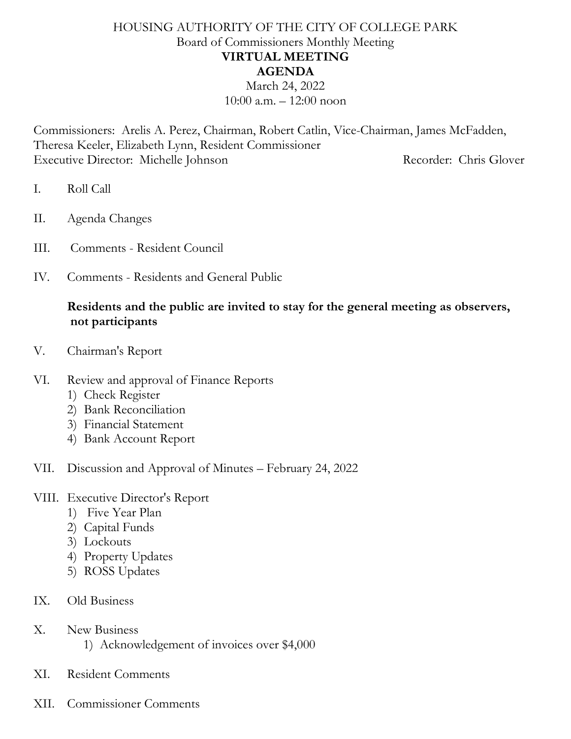# HOUSING AUTHORITY OF THE CITY OF COLLEGE PARK

Board of Commissioners Monthly Meeting

**VIRTUAL MEETING**

**AGENDA**

March 24, 2022

10:00 a.m. – 12:00 noon

Commissioners: Arelis A. Perez, Chairman, Robert Catlin, Vice-Chairman, James McFadden, Theresa Keeler, Elizabeth Lynn, Resident Commissioner

Executive Director: Michelle Johnson Recorder: Chris Glover

I. Roll Call

II. Agenda Changes

III. Comments - Resident Council

IV. Comments - Residents and General Public

**Residents and the public are invited to stay for the general meeting as observers, not participants**

V. Chairman's Report

VI. Review and approval of Finance Reports
1) Check Register
2) Bank Reconciliation
3) Financial Statement
4) Bank Account Report

VII. Discussion and Approval of Minutes – February 24, 2022

VIII. Executive Director's Report
1) Five Year Plan
2) Capital Funds
3) Lockouts
4) Property Updates
5) ROSS Updates

IX. Old Business

X. New Business
1) Acknowledgement of invoices over $4,000

XI. Resident Comments

XII. Commissioner Comments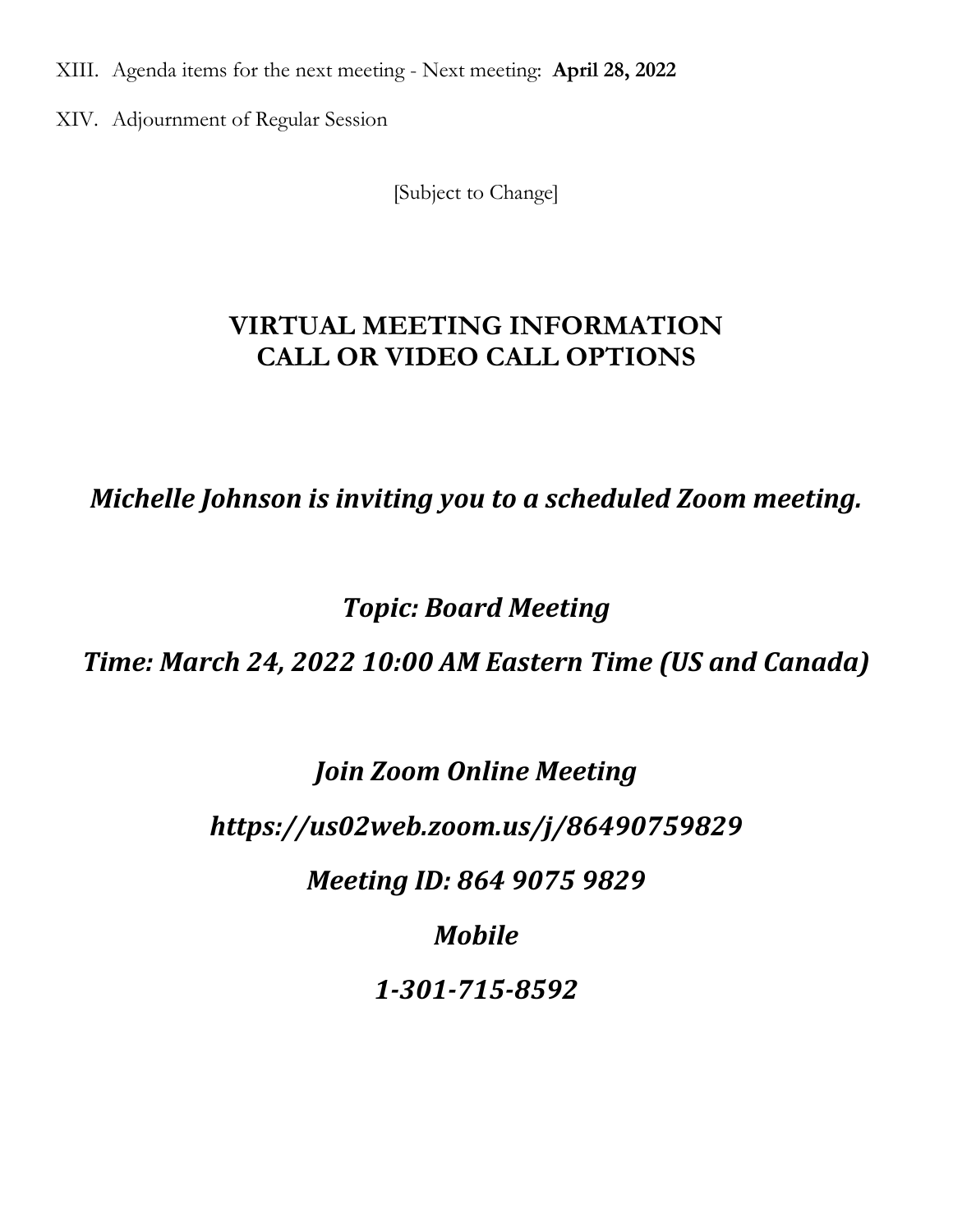XIII. Agenda items for the next meeting - Next meeting: **April 28, 2022**

XIV. Adjournment of Regular Session

[Subject to Change]

## VIRTUAL MEETING INFORMATION
## CALL OR VIDEO CALL OPTIONS

***Michelle Johnson is inviting you to a scheduled Zoom meeting.***

***Topic: Board Meeting***

***Time: March 24, 2022 10:00 AM Eastern Time (US and Canada)***

***Join Zoom Online Meeting***

***https://us02web.zoom.us/j/86490759829***

***Meeting ID: 864 9075 9829***

***Mobile***

***1-301-715-8592***